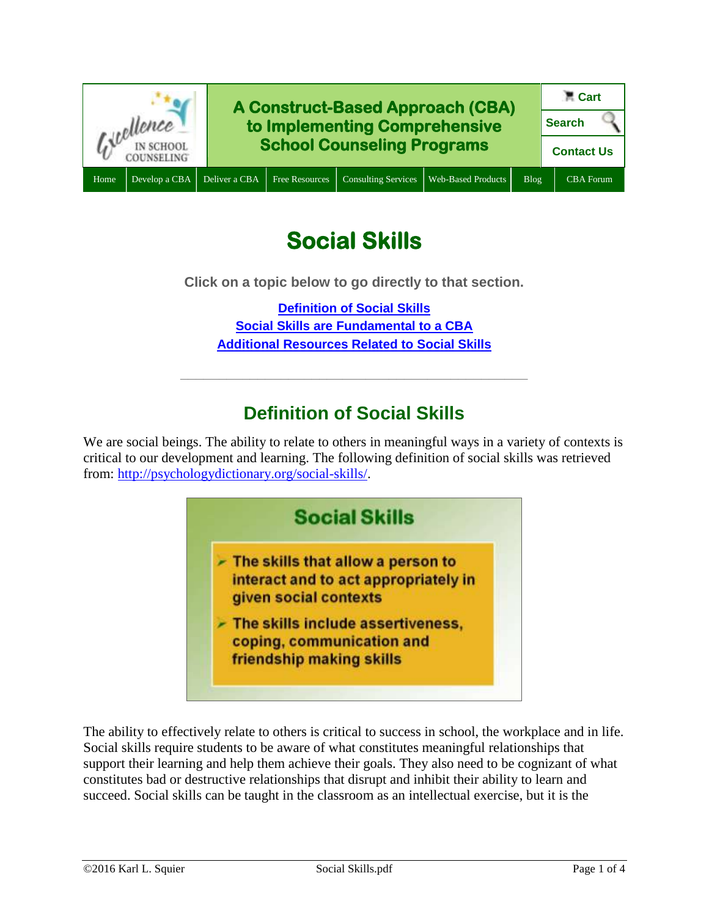A Construct-Based Approach (CBA) to Implementing Comprehensive School Counseling Programs

Home | Develop a CBA | Deliver a CBA | Free Resources | Consulting Services | Web-Based Products | Blog | CBA Forum

Cart | Search | Contact Us

# Social Skills

**Click on a topic below to go directly to that section.**

**[Definition of Social Skills](#)**
**[Social Skills are Fundamental to a CBA](#)**
**[Additional Resources Related to Social Skills](#)**

---

## Definition of Social Skills

We are social beings. The ability to relate to others in meaningful ways in a variety of contexts is critical to our development and learning. The following definition of social skills was retrieved from: http://psychologydictionary.org/social-skills/.

**Social Skills**

- The skills that allow a person to interact and to act appropriately in given social contexts
- The skills include assertiveness, coping, communication and friendship making skills

The ability to effectively relate to others is critical to success in school, the workplace and in life. Social skills require students to be aware of what constitutes meaningful relationships that support their learning and help them achieve their goals. They also need to be cognizant of what constitutes bad or destructive relationships that disrupt and inhibit their ability to learn and succeed. Social skills can be taught in the classroom as an intellectual exercise, but it is the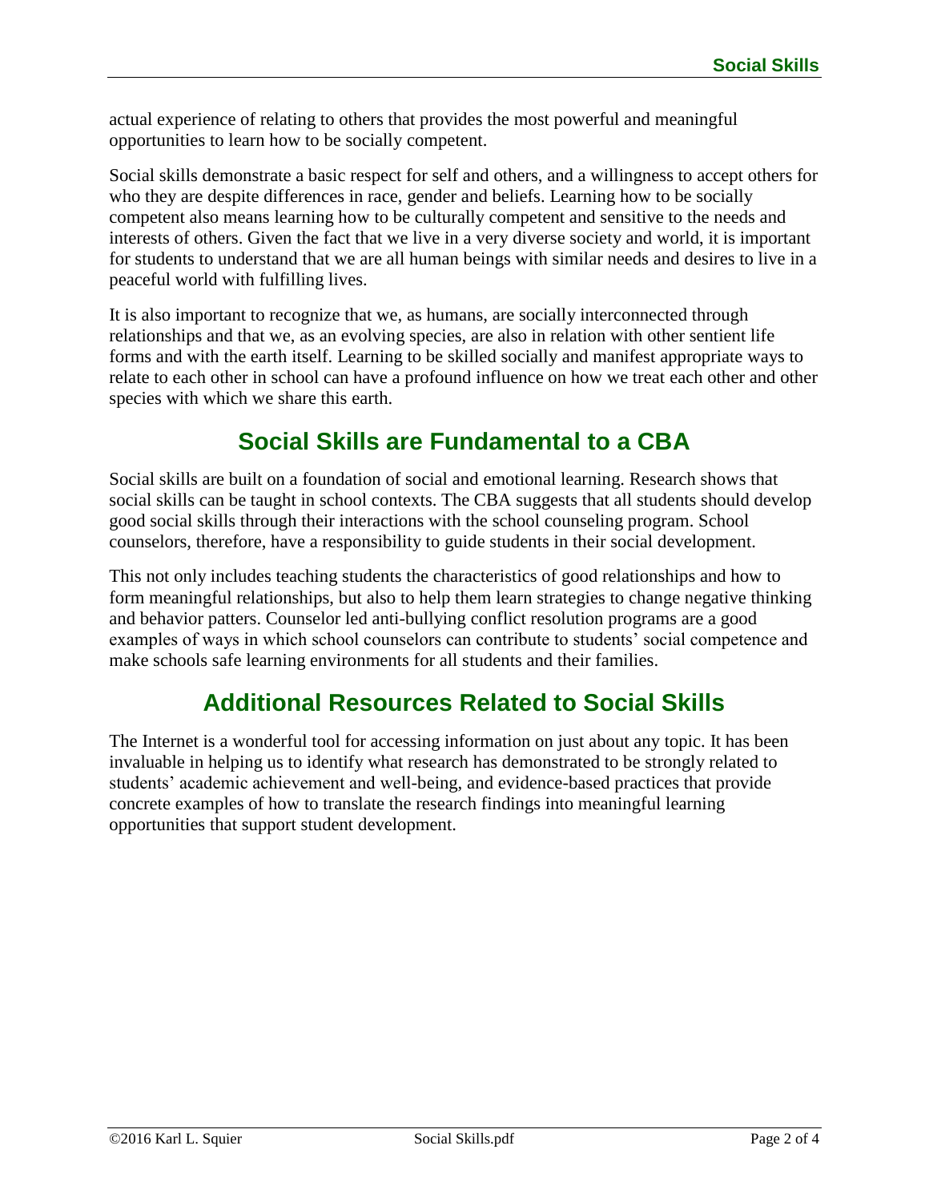actual experience of relating to others that provides the most powerful and meaningful opportunities to learn how to be socially competent.

Social skills demonstrate a basic respect for self and others, and a willingness to accept others for who they are despite differences in race, gender and beliefs. Learning how to be socially competent also means learning how to be culturally competent and sensitive to the needs and interests of others. Given the fact that we live in a very diverse society and world, it is important for students to understand that we are all human beings with similar needs and desires to live in a peaceful world with fulfilling lives.

It is also important to recognize that we, as humans, are socially interconnected through relationships and that we, as an evolving species, are also in relation with other sentient life forms and with the earth itself. Learning to be skilled socially and manifest appropriate ways to relate to each other in school can have a profound influence on how we treat each other and other species with which we share this earth.

## Social Skills are Fundamental to a CBA

Social skills are built on a foundation of social and emotional learning. Research shows that social skills can be taught in school contexts. The CBA suggests that all students should develop good social skills through their interactions with the school counseling program. School counselors, therefore, have a responsibility to guide students in their social development.

This not only includes teaching students the characteristics of good relationships and how to form meaningful relationships, but also to help them learn strategies to change negative thinking and behavior patters. Counselor led anti-bullying conflict resolution programs are a good examples of ways in which school counselors can contribute to students' social competence and make schools safe learning environments for all students and their families.

## Additional Resources Related to Social Skills

The Internet is a wonderful tool for accessing information on just about any topic. It has been invaluable in helping us to identify what research has demonstrated to be strongly related to students' academic achievement and well-being, and evidence-based practices that provide concrete examples of how to translate the research findings into meaningful learning opportunities that support student development.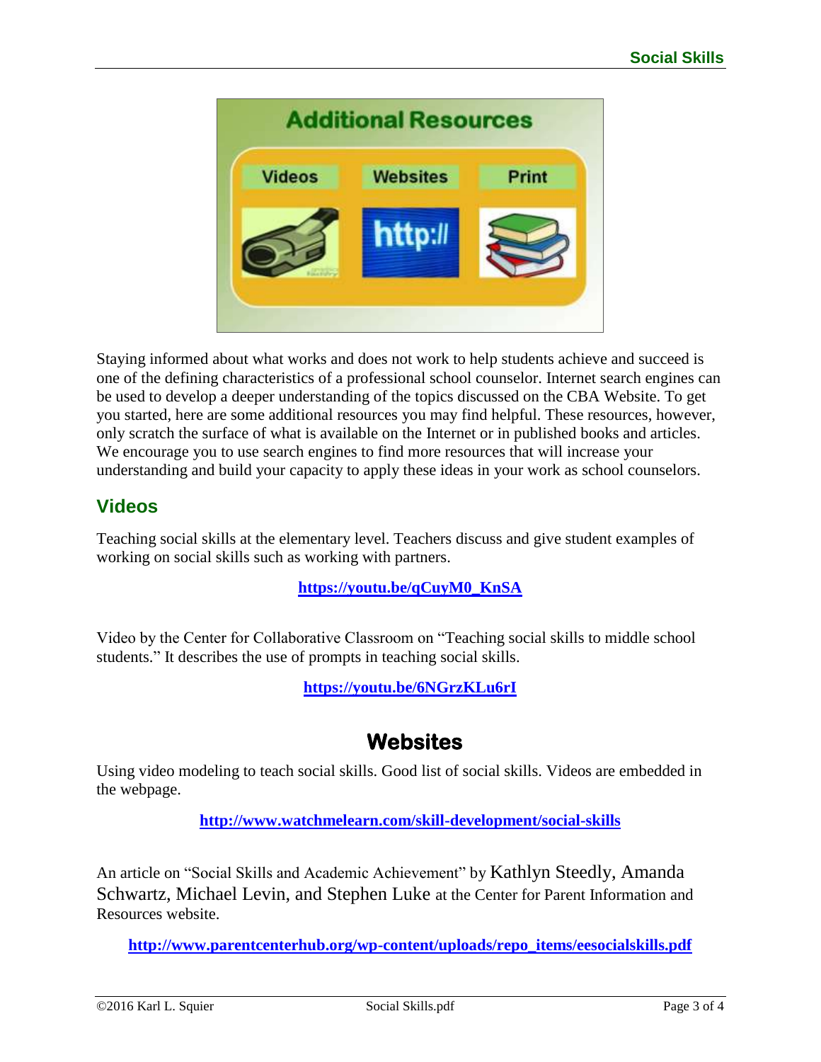Staying informed about what works and does not work to help students achieve and succeed is one of the defining characteristics of a professional school counselor. Internet search engines can be used to develop a deeper understanding of the topics discussed on the CBA Website. To get you started, here are some additional resources you may find helpful. These resources, however, only scratch the surface of what is available on the Internet or in published books and articles. We encourage you to use search engines to find more resources that will increase your understanding and build your capacity to apply these ideas in your work as school counselors.

## Videos

Teaching social skills at the elementary level. Teachers discuss and give student examples of working on social skills such as working with partners.

**https://youtu.be/qCuyM0_KnSA**

Video by the Center for Collaborative Classroom on "Teaching social skills to middle school students." It describes the use of prompts in teaching social skills.

**https://youtu.be/6NGrzKLu6rI**

## Websites

Using video modeling to teach social skills. Good list of social skills. Videos are embedded in the webpage.

**http://www.watchmelearn.com/skill-development/social-skills**

An article on "Social Skills and Academic Achievement" by Kathlyn Steedly, Amanda Schwartz, Michael Levin, and Stephen Luke at the Center for Parent Information and Resources website.

**http://www.parentcenterhub.org/wp-content/uploads/repo_items/eesocialskills.pdf**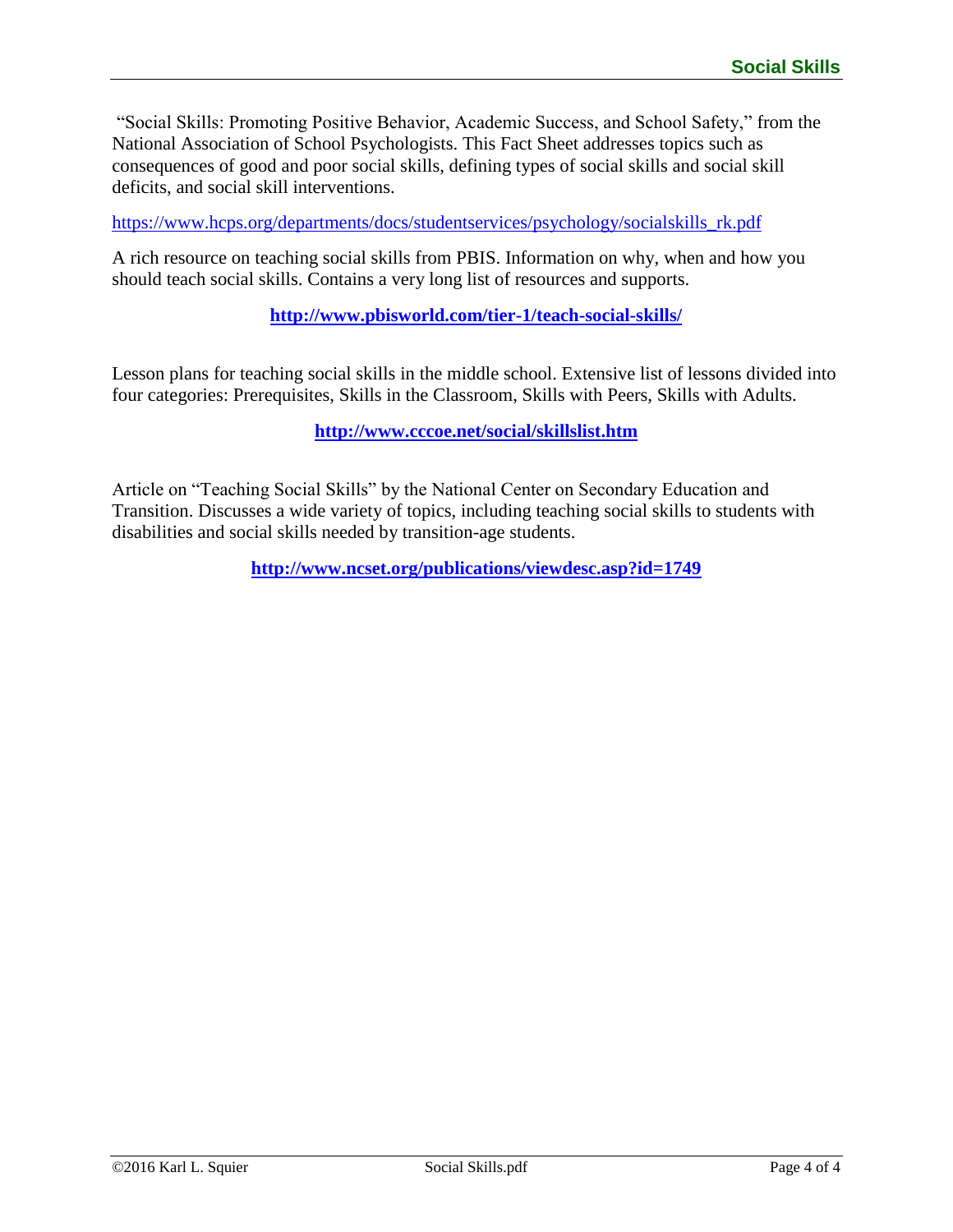"Social Skills: Promoting Positive Behavior, Academic Success, and School Safety," from the National Association of School Psychologists. This Fact Sheet addresses topics such as consequences of good and poor social skills, defining types of social skills and social skill deficits, and social skill interventions.

https://www.hcps.org/departments/docs/studentservices/psychology/socialskills_rk.pdf

A rich resource on teaching social skills from PBIS. Information on why, when and how you should teach social skills. Contains a very long list of resources and supports.

**http://www.pbisworld.com/tier-1/teach-social-skills/**

Lesson plans for teaching social skills in the middle school. Extensive list of lessons divided into four categories: Prerequisites, Skills in the Classroom, Skills with Peers, Skills with Adults.

**http://www.cccoe.net/social/skillslist.htm**

Article on "Teaching Social Skills" by the National Center on Secondary Education and Transition. Discusses a wide variety of topics, including teaching social skills to students with disabilities and social skills needed by transition-age students.

**http://www.ncset.org/publications/viewdesc.asp?id=1749**